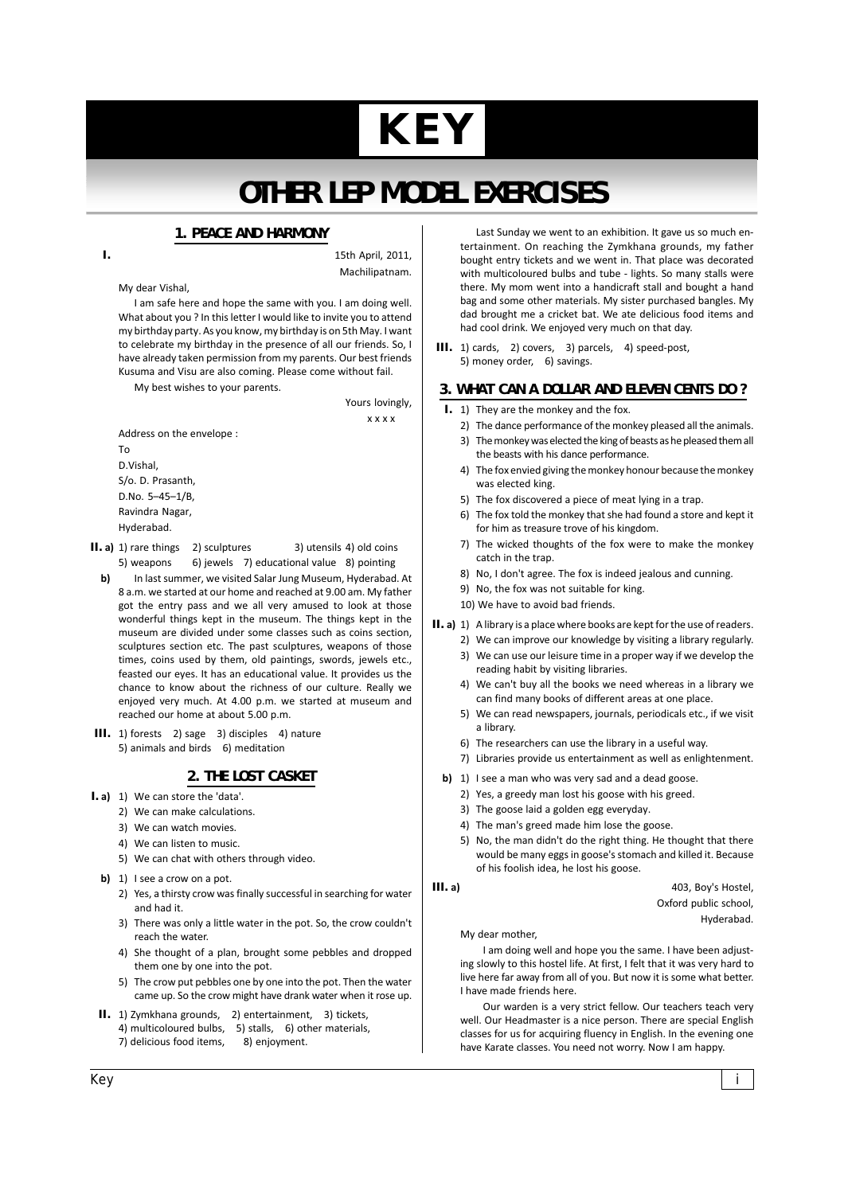# KEY

# OTHER LEP MODEL EXERCISES

## 1. PEACE AND HARMONY

**I.**

15th April, 2011,
Machilipatnam.

My dear Vishal,

I am safe here and hope the same with you. I am doing well. What about you ? In this letter I would like to invite you to attend my birthday party. As you know, my birthday is on 5th May. I want to celebrate my birthday in the presence of all our friends. So, I have already taken permission from my parents. Our best friends Kusuma and Visu are also coming. Please come without fail.

My best wishes to your parents.

Yours lovingly,
x x x x

Address on the envelope :

To
D.Vishal,
S/o. D. Prasanth,
D.No. 5–45–1/B,
Ravindra Nagar,
Hyderabad.

**II. a)** 1) rare things 2) sculptures 3) utensils 4) old coins 5) weapons 6) jewels 7) educational value 8) pointing

**b)** In last summer, we visited Salar Jung Museum, Hyderabad. At 8 a.m. we started at our home and reached at 9.00 am. My father got the entry pass and we all very amused to look at those wonderful things kept in the museum. The things kept in the museum are divided under some classes such as coins section, sculptures section etc. The past sculptures, weapons of those times, coins used by them, old paintings, swords, jewels etc., feasted our eyes. It has an educational value. It provides us the chance to know about the richness of our culture. Really we enjoyed very much. At 4.00 p.m. we started at museum and reached our home at about 5.00 p.m.

**III.** 1) forests 2) sage 3) disciples 4) nature 5) animals and birds 6) meditation

## 2. THE LOST CASKET

**I. a)**
1) We can store the 'data'.
2) We can make calculations.
3) We can watch movies.
4) We can listen to music.
5) We can chat with others through video.

**b)**
1) I see a crow on a pot.
2) Yes, a thirsty crow was finally successful in searching for water and had it.
3) There was only a little water in the pot. So, the crow couldn't reach the water.
4) She thought of a plan, brought some pebbles and dropped them one by one into the pot.
5) The crow put pebbles one by one into the pot. Then the water came up. So the crow might have drank water when it rose up.

**II.** 1) Zymkhana grounds, 2) entertainment, 3) tickets, 4) multicoloured bulbs, 5) stalls, 6) other materials, 7) delicious food items, 8) enjoyment.

Last Sunday we went to an exhibition. It gave us so much entertainment. On reaching the Zymkhana grounds, my father bought entry tickets and we went in. That place was decorated with multicoloured bulbs and tube - lights. So many stalls were there. My mom went into a handicraft stall and bought a hand bag and some other materials. My sister purchased bangles. My dad brought me a cricket bat. We ate delicious food items and had cool drink. We enjoyed very much on that day.

**III.** 1) cards, 2) covers, 3) parcels, 4) speed-post, 5) money order, 6) savings.

## 3. WHAT CAN A DOLLAR AND ELEVEN CENTS DO ?

**I.**
1) They are the monkey and the fox.
2) The dance performance of the monkey pleased all the animals.
3) The monkey was elected the king of beasts as he pleased them all the beasts with his dance performance.
4) The fox envied giving the monkey honour because the monkey was elected king.
5) The fox discovered a piece of meat lying in a trap.
6) The fox told the monkey that she had found a store and kept it for him as treasure trove of his kingdom.
7) The wicked thoughts of the fox were to make the monkey catch in the trap.
8) No, I don't agree. The fox is indeed jealous and cunning.
9) No, the fox was not suitable for king.
10) We have to avoid bad friends.

**II. a)**
1) A library is a place where books are kept for the use of readers.
2) We can improve our knowledge by visiting a library regularly.
3) We can use our leisure time in a proper way if we develop the reading habit by visiting libraries.
4) We can't buy all the books we need whereas in a library we can find many books of different areas at one place.
5) We can read newspapers, journals, periodicals etc., if we visit a library.
6) The researchers can use the library in a useful way.
7) Libraries provide us entertainment as well as enlightenment.

**b)**
1) I see a man who was very sad and a dead goose.
2) Yes, a greedy man lost his goose with his greed.
3) The goose laid a golden egg everyday.
4) The man's greed made him lose the goose.
5) No, the man didn't do the right thing. He thought that there would be many eggs in goose's stomach and killed it. Because of his foolish idea, he lost his goose.

**III. a)**

403, Boy's Hostel,
Oxford public school,
Hyderabad.

My dear mother,

I am doing well and hope you the same. I have been adjusting slowly to this hostel life. At first, I felt that it was very hard to live here far away from all of you. But now it is some what better. I have made friends here.

Our warden is a very strict fellow. Our teachers teach very well. Our Headmaster is a nice person. There are special English classes for us for acquiring fluency in English. In the evening one have Karate classes. You need not worry. Now I am happy.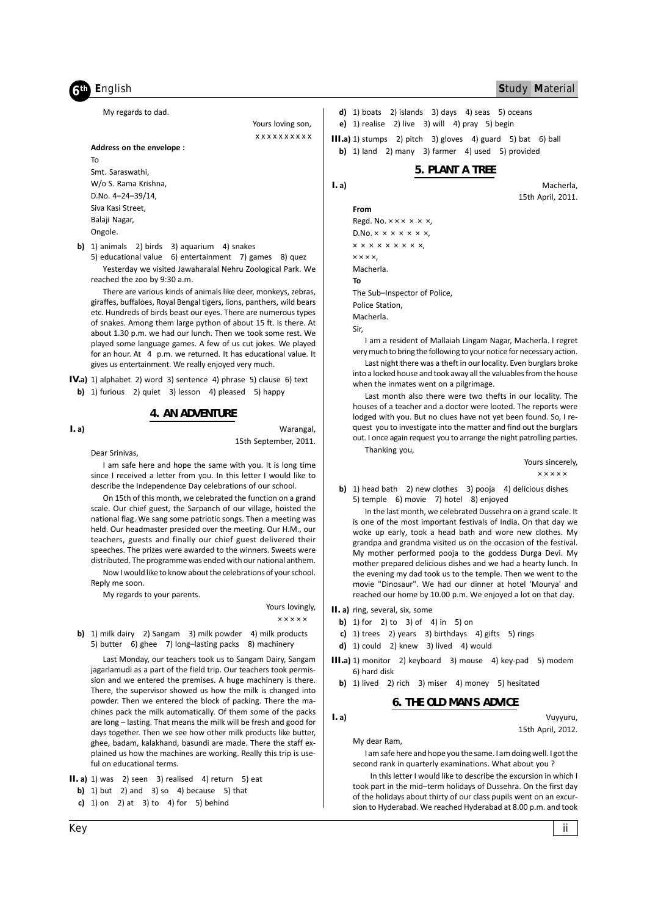My regards to dad.

Yours loving son,
x x x x x x x x x x

**Address on the envelope :**

To
Smt. Saraswathi,
W/o S. Rama Krishna,
D.No. 4–24–39/14,
Siva Kasi Street,
Balaji Nagar,
Ongole.

**b)** 1) animals 2) birds 3) aquarium 4) snakes
5) educational value 6) entertainment 7) games 8) quez

Yesterday we visited Jawaharalal Nehru Zoological Park. We reached the zoo by 9:30 a.m.

There are various kinds of animals like deer, monkeys, zebras, giraffes, buffaloes, Royal Bengal tigers, lions, panthers, wild bears etc. Hundreds of birds beast our eyes. There are numerous types of snakes. Among them large python of about 15 ft. is there. At about 1.30 p.m. we had our lunch. Then we took some rest. We played some language games. A few of us cut jokes. We played for an hour. At 4 p.m. we returned. It has educational value. It gives us entertainment. We really enjoyed very much.

**IV.a)** 1) alphabet 2) word 3) sentence 4) phrase 5) clause 6) text
**b)** 1) furious 2) quiet 3) lesson 4) pleased 5) happy

## 4. AN ADVENTURE

**I. a)**

Warangal,
15th September, 2011.

Dear Srinivas,

I am safe here and hope the same with you. It is long time since I received a letter from you. In this letter I would like to describe the Independence Day celebrations of our school.

On 15th of this month, we celebrated the function on a grand scale. Our chief guest, the Sarpanch of our village, hoisted the national flag. We sang some patriotic songs. Then a meeting was held. Our headmaster presided over the meeting. Our H.M., our teachers, guests and finally our chief guest delivered their speeches. The prizes were awarded to the winners. Sweets were distributed. The programme was ended with our national anthem.

Now I would like to know about the celebrations of your school. Reply me soon.

My regards to your parents.

Yours lovingly,
× × × × ×

**b)** 1) milk dairy 2) Sangam 3) milk powder 4) milk products
5) butter 6) ghee 7) long–lasting packs 8) machinery

Last Monday, our teachers took us to Sangam Dairy, Sangam jagarlamudi as a part of the field trip. Our teachers took permission and we entered the premises. A huge machinery is there. There, the supervisor showed us how the milk is changed into powder. Then we entered the block of packing. There the machines pack the milk automatically. Of them some of the packs are long – lasting. That means the milk will be fresh and good for days together. Then we see how other milk products like butter, ghee, badam, kalakhand, basundi are made. The staff explained us how the machines are working. Really this trip is useful on educational terms.

**II. a)** 1) was 2) seen 3) realised 4) return 5) eat
**b)** 1) but 2) and 3) so 4) because 5) that
**c)** 1) on 2) at 3) to 4) for 5) behind
**d)** 1) boats 2) islands 3) days 4) seas 5) oceans
**e)** 1) realise 2) live 3) will 4) pray 5) begin

**III.a)** 1) stumps 2) pitch 3) gloves 4) guard 5) bat 6) ball
**b)** 1) land 2) many 3) farmer 4) used 5) provided

## 5. PLANT A TREE

**I. a)**

Macherla,
15th April, 2011.

**From**
Regd. No. × × × × × ×,
D.No. × × × × × × ×,
× × × × × × × × ×,
× × × ×,
Macherla.

**To**
The Sub–Inspector of Police,
Police Station,
Macherla.

Sir,

I am a resident of Mallaiah Lingam Nagar, Macherla. I regret very much to bring the following to your notice for necessary action.

Last night there was a theft in our locality. Even burglars broke into a locked house and took away all the valuables from the house when the inmates went on a pilgrimage.

Last month also there were two thefts in our locality. The houses of a teacher and a doctor were looted. The reports were lodged with you. But no clues have not yet been found. So, I request you to investigate into the matter and find out the burglars out. I once again request you to arrange the night patrolling parties.

Thanking you,

Yours sincerely,
× × × × ×

**b)** 1) head bath 2) new clothes 3) pooja 4) delicious dishes
5) temple 6) movie 7) hotel 8) enjoyed

In the last month, we celebrated Dussehra on a grand scale. It is one of the most important festivals of India. On that day we woke up early, took a head bath and wore new clothes. My grandpa and grandma visited us on the occasion of the festival. My mother performed pooja to the goddess Durga Devi. My mother prepared delicious dishes and we had a hearty lunch. In the evening my dad took us to the temple. Then we went to the movie "Dinosaur". We had our dinner at hotel 'Mourya' and reached our home by 10.00 p.m. We enjoyed a lot on that day.

**II. a)** ring, several, six, some
**b)** 1) for 2) to 3) of 4) in 5) on
**c)** 1) trees 2) years 3) birthdays 4) gifts 5) rings
**d)** 1) could 2) knew 3) lived 4) would

**III.a)** 1) monitor 2) keyboard 3) mouse 4) key-pad 5) modem 6) hard disk
**b)** 1) lived 2) rich 3) miser 4) money 5) hesitated

## 6. THE OLD MAN'S ADVICE

**I. a)**

Vuyyuru,
15th April, 2012.

My dear Ram,

I am safe here and hope you the same. I am doing well. I got the second rank in quarterly examinations. What about you ?

In this letter I would like to describe the excursion in which I took part in the mid–term holidays of Dussehra. On the first day of the holidays about thirty of our class pupils went on an excursion to Hyderabad. We reached Hyderabad at 8.00 p.m. and took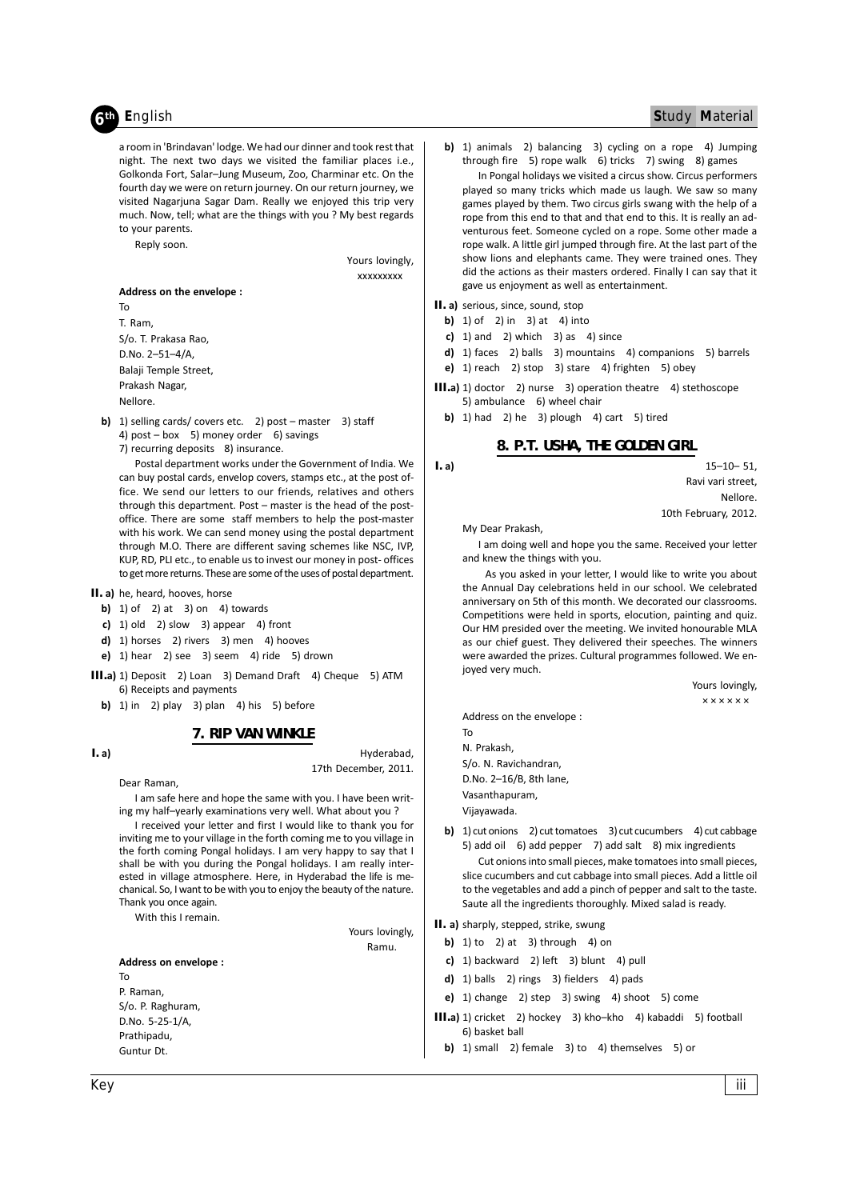a room in 'Brindavan' lodge. We had our dinner and took rest that night. The next two days we visited the familiar places i.e., Golkonda Fort, Salar–Jung Museum, Zoo, Charminar etc. On the fourth day we were on return journey. On our return journey, we visited Nagarjuna Sagar Dam. Really we enjoyed this trip very much. Now, tell; what are the things with you ? My best regards to your parents.

Reply soon.

Yours lovingly,
xxxxxxxxx

**Address on the envelope :**

To
T. Ram,
S/o. T. Prakasa Rao,
D.No. 2–51–4/A,
Balaji Temple Street,
Prakash Nagar,
Nellore.

**b)** 1) selling cards/ covers etc. 2) post – master 3) staff 4) post – box 5) money order 6) savings 7) recurring deposits 8) insurance.

Postal department works under the Government of India. We can buy postal cards, envelop covers, stamps etc., at the post office. We send our letters to our friends, relatives and others through this department. Post – master is the head of the post-office. There are some staff members to help the post-master with his work. We can send money using the postal department through M.O. There are different saving schemes like NSC, IVP, KUP, RD, PLI etc., to enable us to invest our money in post- offices to get more returns. These are some of the uses of postal department.

**II. a)** he, heard, hooves, horse

**b)** 1) of 2) at 3) on 4) towards

**c)** 1) old 2) slow 3) appear 4) front

**d)** 1) horses 2) rivers 3) men 4) hooves

**e)** 1) hear 2) see 3) seem 4) ride 5) drown

**III.a)** 1) Deposit 2) Loan 3) Demand Draft 4) Cheque 5) ATM 6) Receipts and payments

**b)** 1) in 2) play 3) plan 4) his 5) before

## 7. RIP VAN WINKLE

**I. a)**

Hyderabad,
17th December, 2011.

Dear Raman,

I am safe here and hope the same with you. I have been writing my half–yearly examinations very well. What about you ?

I received your letter and first I would like to thank you for inviting me to your village in the forth coming me to you village in the forth coming Pongal holidays. I am very happy to say that I shall be with you during the Pongal holidays. I am really interested in village atmosphere. Here, in Hyderabad the life is mechanical. So, I want to be with you to enjoy the beauty of the nature. Thank you once again.

With this I remain.

Yours lovingly,
Ramu.

**Address on envelope :**

To
P. Raman,
S/o. P. Raghuram,
D.No. 5-25-1/A,
Prathipadu,
Guntur Dt.

**b)** 1) animals 2) balancing 3) cycling on a rope 4) Jumping through fire 5) rope walk 6) tricks 7) swing 8) games

In Pongal holidays we visited a circus show. Circus performers played so many tricks which made us laugh. We saw so many games played by them. Two circus girls swang with the help of a rope from this end to that and that end to this. It is really an adventurous feet. Someone cycled on a rope. Some other made a rope walk. A little girl jumped through fire. At the last part of the show lions and elephants came. They were trained ones. They did the actions as their masters ordered. Finally I can say that it gave us enjoyment as well as entertainment.

**II. a)** serious, since, sound, stop

**b)** 1) of 2) in 3) at 4) into

**c)** 1) and 2) which 3) as 4) since

**d)** 1) faces 2) balls 3) mountains 4) companions 5) barrels

**e)** 1) reach 2) stop 3) stare 4) frighten 5) obey

**III.a)** 1) doctor 2) nurse 3) operation theatre 4) stethoscope 5) ambulance 6) wheel chair

**b)** 1) had 2) he 3) plough 4) cart 5) tired

## 8. P.T. USHA, THE GOLDEN GIRL

**I. a)**

15–10– 51,
Ravi vari street,
Nellore.
10th February, 2012.

My Dear Prakash,

I am doing well and hope you the same. Received your letter and knew the things with you.

As you asked in your letter, I would like to write you about the Annual Day celebrations held in our school. We celebrated anniversary on 5th of this month. We decorated our classrooms. Competitions were held in sports, elocution, painting and quiz. Our HM presided over the meeting. We invited honourable MLA as our chief guest. They delivered their speeches. The winners were awarded the prizes. Cultural programmes followed. We enjoyed very much.

Yours lovingly,
××××××

Address on the envelope :

To
N. Prakash,
S/o. N. Ravichandran,
D.No. 2–16/B, 8th lane,
Vasanthapuram,
Vijayawada.

**b)** 1) cut onions 2) cut tomatoes 3) cut cucumbers 4) cut cabbage 5) add oil 6) add pepper 7) add salt 8) mix ingredients

Cut onions into small pieces, make tomatoes into small pieces, slice cucumbers and cut cabbage into small pieces. Add a little oil to the vegetables and add a pinch of pepper and salt to the taste. Saute all the ingredients thoroughly. Mixed salad is ready.

**II. a)** sharply, stepped, strike, swung

**b)** 1) to 2) at 3) through 4) on

**c)** 1) backward 2) left 3) blunt 4) pull

**d)** 1) balls 2) rings 3) fielders 4) pads

**e)** 1) change 2) step 3) swing 4) shoot 5) come

**III.a)** 1) cricket 2) hockey 3) kho–kho 4) kabaddi 5) football 6) basket ball

**b)** 1) small 2) female 3) to 4) themselves 5) or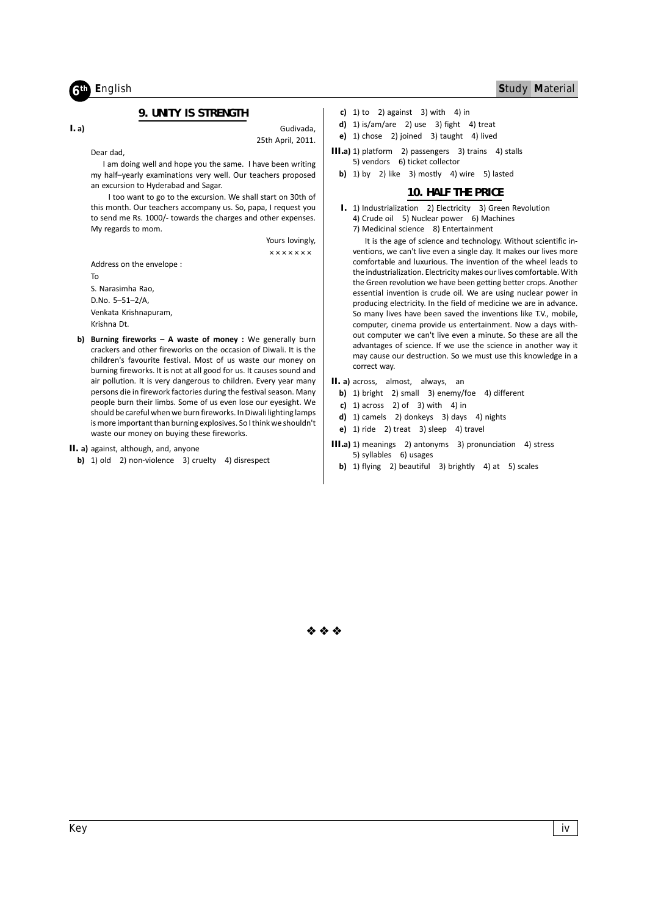## 9. UNITY IS STRENGTH

**I. a)**

Gudivada,
25th April, 2011.

Dear dad,

I am doing well and hope you the same. I have been writing my half–yearly examinations very well. Our teachers proposed an excursion to Hyderabad and Sagar.

I too want to go to the excursion. We shall start on 30th of this month. Our teachers accompany us. So, papa, I request you to send me Rs. 1000/- towards the charges and other expenses. My regards to mom.

Yours lovingly,
×××××××

Address on the envelope :

To
S. Narasimha Rao,
D.No. 5–51–2/A,
Venkata Krishnapuram,
Krishna Dt.

**b) Burning fireworks – A waste of money :** We generally burn crackers and other fireworks on the occasion of Diwali. It is the children's favourite festival. Most of us waste our money on burning fireworks. It is not at all good for us. It causes sound and air pollution. It is very dangerous to children. Every year many persons die in firework factories during the festival season. Many people burn their limbs. Some of us even lose our eyesight. We should be careful when we burn fireworks. In Diwali lighting lamps is more important than burning explosives. So I think we shouldn't waste our money on buying these fireworks.

**II. a)** against, although, and, anyone

**b)** 1) old 2) non-violence 3) cruelty 4) disrespect

**c)** 1) to 2) against 3) with 4) in

**d)** 1) is/am/are 2) use 3) fight 4) treat

**e)** 1) chose 2) joined 3) taught 4) lived

**III.a)** 1) platform 2) passengers 3) trains 4) stalls 5) vendors 6) ticket collector

**b)** 1) by 2) like 3) mostly 4) wire 5) lasted

## 10. HALF THE PRICE

**I.** 1) Industrialization 2) Electricity 3) Green Revolution 4) Crude oil 5) Nuclear power 6) Machines 7) Medicinal science 8) Entertainment

It is the age of science and technology. Without scientific inventions, we can't live even a single day. It makes our lives more comfortable and luxurious. The invention of the wheel leads to the industrialization. Electricity makes our lives comfortable. With the Green revolution we have been getting better crops. Another essential invention is crude oil. We are using nuclear power in producing electricity. In the field of medicine we are in advance. So many lives have been saved the inventions like T.V., mobile, computer, cinema provide us entertainment. Now a days without computer we can't live even a minute. So these are all the advantages of science. If we use the science in another way it may cause our destruction. So we must use this knowledge in a correct way.

**II. a)** across, almost, always, an

**b)** 1) bright 2) small 3) enemy/foe 4) different

**c)** 1) across 2) of 3) with 4) in

**d)** 1) camels 2) donkeys 3) days 4) nights

**e)** 1) ride 2) treat 3) sleep 4) travel

**III.a)** 1) meanings 2) antonyms 3) pronunciation 4) stress 5) syllables 6) usages

**b)** 1) flying 2) beautiful 3) brightly 4) at 5) scales

❖ ❖ ❖